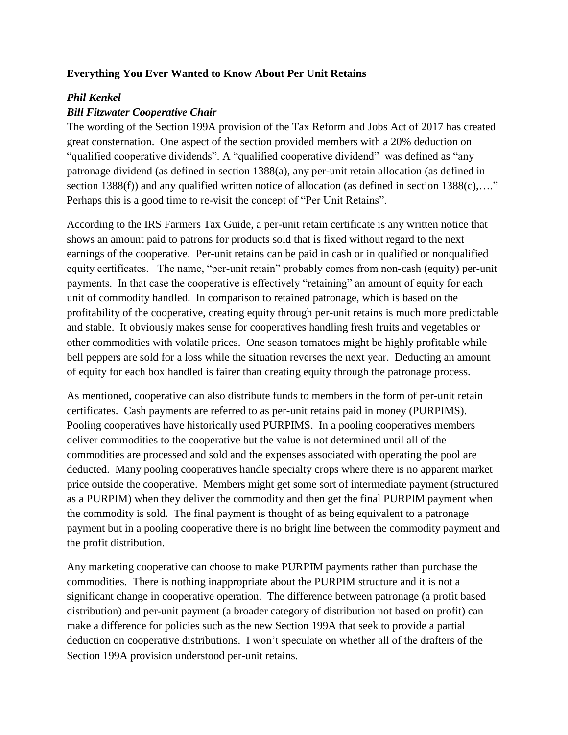**Everything You Ever Wanted to Know About Per Unit Retains**

***Phil Kenkel***

***Bill Fitzwater Cooperative Chair***

The wording of the Section 199A provision of the Tax Reform and Jobs Act of 2017 has created great consternation. One aspect of the section provided members with a 20% deduction on "qualified cooperative dividends". A "qualified cooperative dividend" was defined as "any patronage dividend (as defined in section 1388(a), any per-unit retain allocation (as defined in section 1388(f)) and any qualified written notice of allocation (as defined in section 1388(c),…." Perhaps this is a good time to re-visit the concept of "Per Unit Retains".

According to the IRS Farmers Tax Guide, a per-unit retain certificate is any written notice that shows an amount paid to patrons for products sold that is fixed without regard to the next earnings of the cooperative. Per-unit retains can be paid in cash or in qualified or nonqualified equity certificates. The name, "per-unit retain" probably comes from non-cash (equity) per-unit payments. In that case the cooperative is effectively "retaining" an amount of equity for each unit of commodity handled. In comparison to retained patronage, which is based on the profitability of the cooperative, creating equity through per-unit retains is much more predictable and stable. It obviously makes sense for cooperatives handling fresh fruits and vegetables or other commodities with volatile prices. One season tomatoes might be highly profitable while bell peppers are sold for a loss while the situation reverses the next year. Deducting an amount of equity for each box handled is fairer than creating equity through the patronage process.

As mentioned, cooperative can also distribute funds to members in the form of per-unit retain certificates. Cash payments are referred to as per-unit retains paid in money (PURPIMS). Pooling cooperatives have historically used PURPIMS. In a pooling cooperatives members deliver commodities to the cooperative but the value is not determined until all of the commodities are processed and sold and the expenses associated with operating the pool are deducted. Many pooling cooperatives handle specialty crops where there is no apparent market price outside the cooperative. Members might get some sort of intermediate payment (structured as a PURPIM) when they deliver the commodity and then get the final PURPIM payment when the commodity is sold. The final payment is thought of as being equivalent to a patronage payment but in a pooling cooperative there is no bright line between the commodity payment and the profit distribution.

Any marketing cooperative can choose to make PURPIM payments rather than purchase the commodities. There is nothing inappropriate about the PURPIM structure and it is not a significant change in cooperative operation. The difference between patronage (a profit based distribution) and per-unit payment (a broader category of distribution not based on profit) can make a difference for policies such as the new Section 199A that seek to provide a partial deduction on cooperative distributions. I won't speculate on whether all of the drafters of the Section 199A provision understood per-unit retains.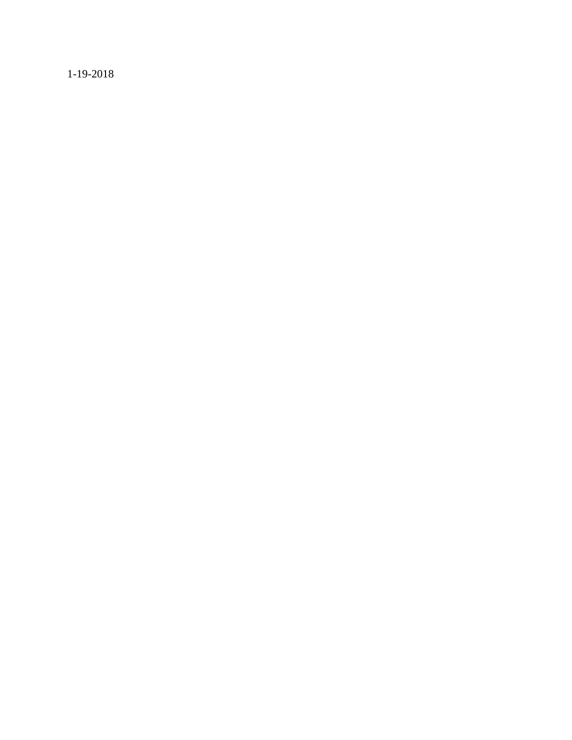1-19-2018